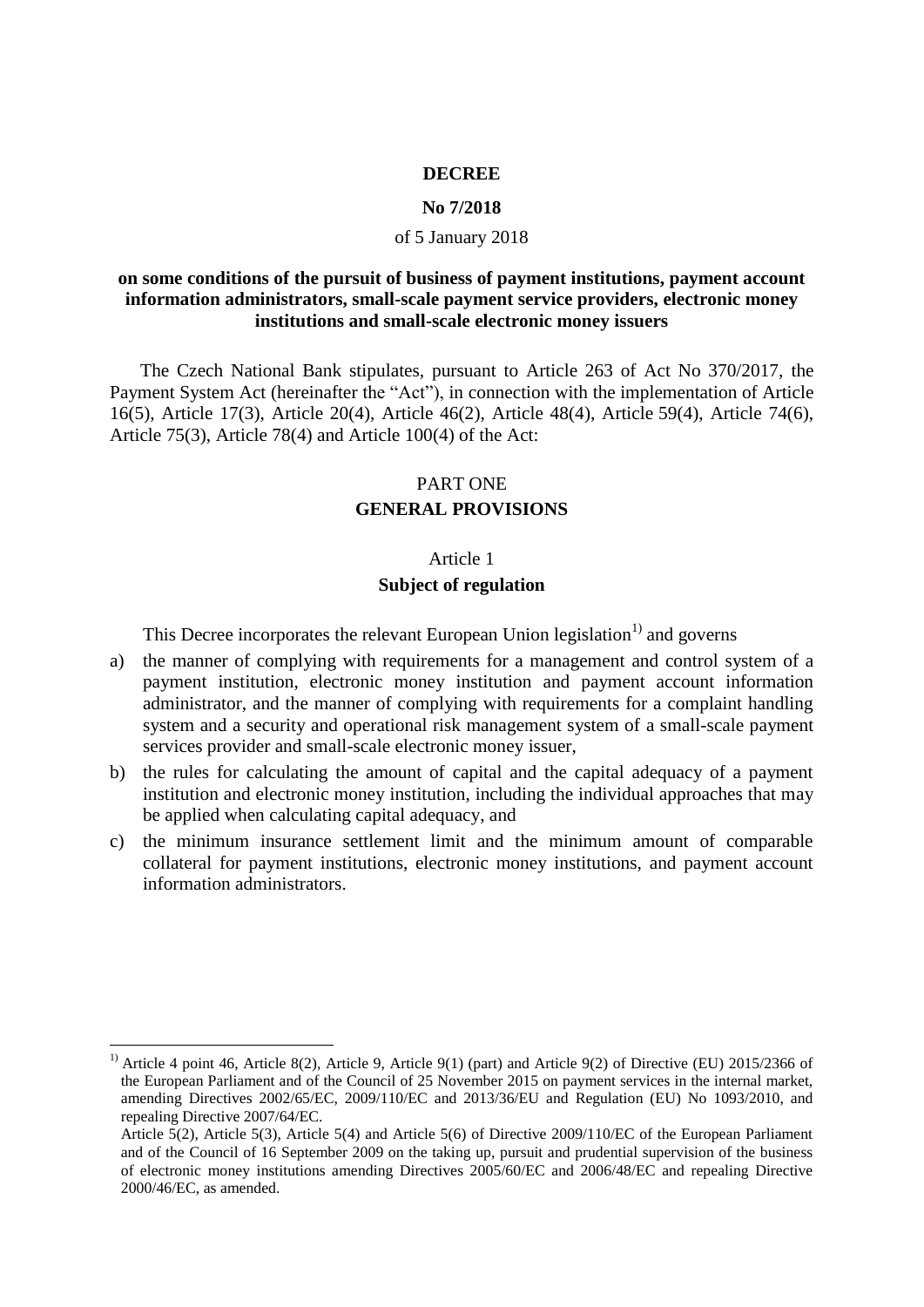# DECREE

## No 7/2018

of 5 January 2018

### on some conditions of the pursuit of business of payment institutions, payment account information administrators, small-scale payment service providers, electronic money institutions and small-scale electronic money issuers

The Czech National Bank stipulates, pursuant to Article 263 of Act No 370/2017, the Payment System Act (hereinafter the "Act"), in connection with the implementation of Article 16(5), Article 17(3), Article 20(4), Article 46(2), Article 48(4), Article 59(4), Article 74(6), Article 75(3), Article 78(4) and Article 100(4) of the Act:

## PART ONE
## GENERAL PROVISIONS

### Article 1
### Subject of regulation

This Decree incorporates the relevant European Union legislation[1)] and governs

a) the manner of complying with requirements for a management and control system of a payment institution, electronic money institution and payment account information administrator, and the manner of complying with requirements for a complaint handling system and a security and operational risk management system of a small-scale payment services provider and small-scale electronic money issuer,

b) the rules for calculating the amount of capital and the capital adequacy of a payment institution and electronic money institution, including the individual approaches that may be applied when calculating capital adequacy, and

c) the minimum insurance settlement limit and the minimum amount of comparable collateral for payment institutions, electronic money institutions, and payment account information administrators.

---

[1)] Article 4 point 46, Article 8(2), Article 9, Article 9(1) (part) and Article 9(2) of Directive (EU) 2015/2366 of the European Parliament and of the Council of 25 November 2015 on payment services in the internal market, amending Directives 2002/65/EC, 2009/110/EC and 2013/36/EU and Regulation (EU) No 1093/2010, and repealing Directive 2007/64/EC.

Article 5(2), Article 5(3), Article 5(4) and Article 5(6) of Directive 2009/110/EC of the European Parliament and of the Council of 16 September 2009 on the taking up, pursuit and prudential supervision of the business of electronic money institutions amending Directives 2005/60/EC and 2006/48/EC and repealing Directive 2000/46/EC, as amended.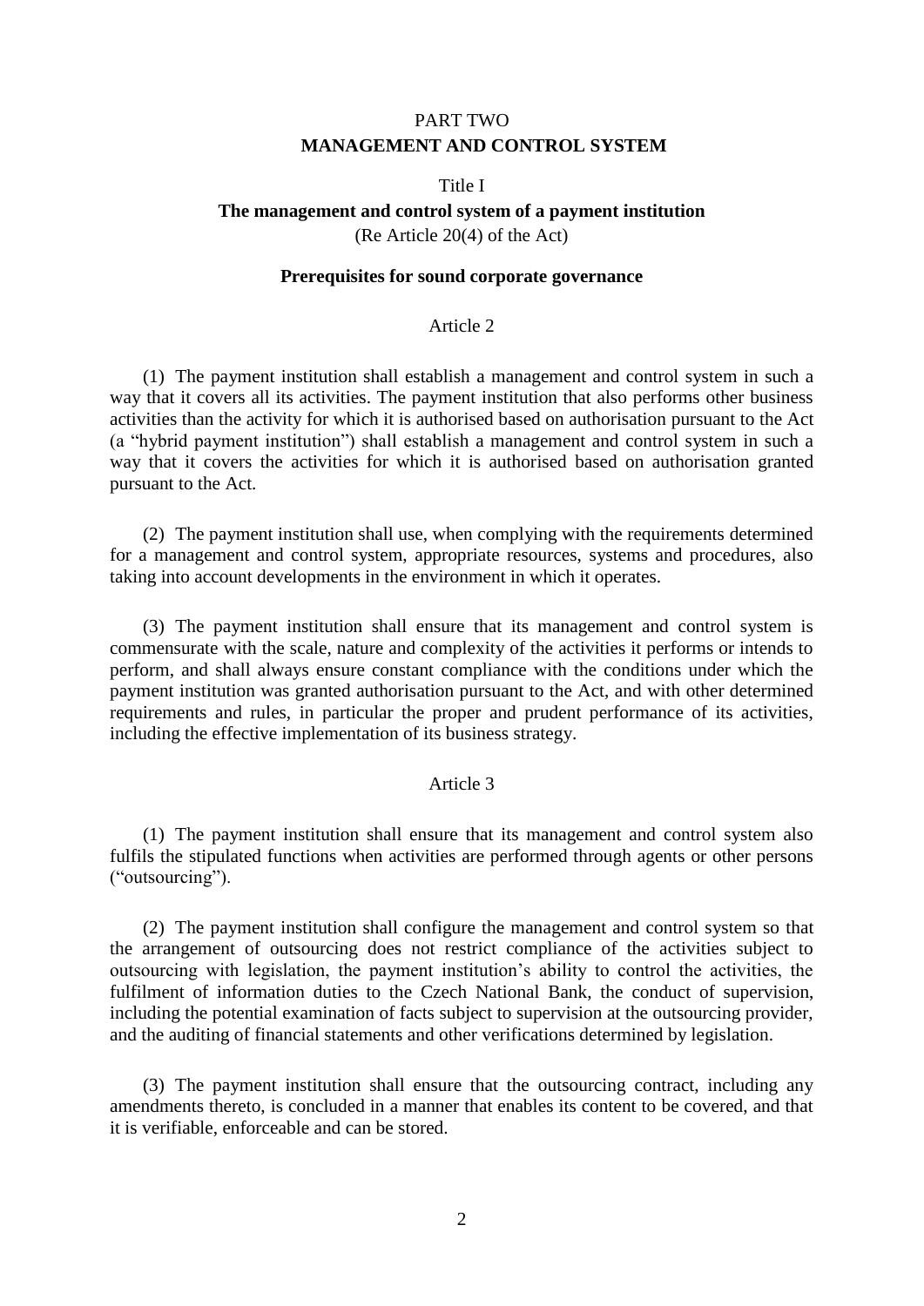# PART TWO
# MANAGEMENT AND CONTROL SYSTEM

## Title I
## The management and control system of a payment institution
(Re Article 20(4) of the Act)

### Prerequisites for sound corporate governance

#### Article 2

(1) The payment institution shall establish a management and control system in such a way that it covers all its activities. The payment institution that also performs other business activities than the activity for which it is authorised based on authorisation pursuant to the Act (a "hybrid payment institution") shall establish a management and control system in such a way that it covers the activities for which it is authorised based on authorisation granted pursuant to the Act.

(2) The payment institution shall use, when complying with the requirements determined for a management and control system, appropriate resources, systems and procedures, also taking into account developments in the environment in which it operates.

(3) The payment institution shall ensure that its management and control system is commensurate with the scale, nature and complexity of the activities it performs or intends to perform, and shall always ensure constant compliance with the conditions under which the payment institution was granted authorisation pursuant to the Act, and with other determined requirements and rules, in particular the proper and prudent performance of its activities, including the effective implementation of its business strategy.

#### Article 3

(1) The payment institution shall ensure that its management and control system also fulfils the stipulated functions when activities are performed through agents or other persons ("outsourcing").

(2) The payment institution shall configure the management and control system so that the arrangement of outsourcing does not restrict compliance of the activities subject to outsourcing with legislation, the payment institution's ability to control the activities, the fulfilment of information duties to the Czech National Bank, the conduct of supervision, including the potential examination of facts subject to supervision at the outsourcing provider, and the auditing of financial statements and other verifications determined by legislation.

(3) The payment institution shall ensure that the outsourcing contract, including any amendments thereto, is concluded in a manner that enables its content to be covered, and that it is verifiable, enforceable and can be stored.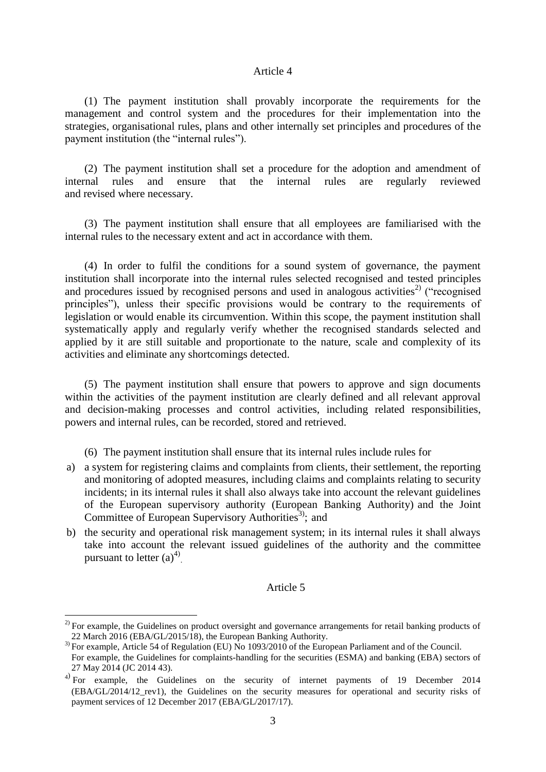## Article 4

(1) The payment institution shall provably incorporate the requirements for the management and control system and the procedures for their implementation into the strategies, organisational rules, plans and other internally set principles and procedures of the payment institution (the "internal rules").

(2) The payment institution shall set a procedure for the adoption and amendment of internal rules and ensure that the internal rules are regularly reviewed and revised where necessary.

(3) The payment institution shall ensure that all employees are familiarised with the internal rules to the necessary extent and act in accordance with them.

(4) In order to fulfil the conditions for a sound system of governance, the payment institution shall incorporate into the internal rules selected recognised and tested principles and procedures issued by recognised persons and used in analogous activities[2)] ("recognised principles"), unless their specific provisions would be contrary to the requirements of legislation or would enable its circumvention. Within this scope, the payment institution shall systematically apply and regularly verify whether the recognised standards selected and applied by it are still suitable and proportionate to the nature, scale and complexity of its activities and eliminate any shortcomings detected.

(5) The payment institution shall ensure that powers to approve and sign documents within the activities of the payment institution are clearly defined and all relevant approval and decision-making processes and control activities, including related responsibilities, powers and internal rules, can be recorded, stored and retrieved.

(6) The payment institution shall ensure that its internal rules include rules for

a) a system for registering claims and complaints from clients, their settlement, the reporting and monitoring of adopted measures, including claims and complaints relating to security incidents; in its internal rules it shall also always take into account the relevant guidelines of the European supervisory authority (European Banking Authority) and the Joint Committee of European Supervisory Authorities[3)]; and
b) the security and operational risk management system; in its internal rules it shall always take into account the relevant issued guidelines of the authority and the committee pursuant to letter (a)[4)].

## Article 5

---

2) For example, the Guidelines on product oversight and governance arrangements for retail banking products of 22 March 2016 (EBA/GL/2015/18), the European Banking Authority.

3) For example, Article 54 of Regulation (EU) No 1093/2010 of the European Parliament and of the Council. For example, the Guidelines for complaints-handling for the securities (ESMA) and banking (EBA) sectors of 27 May 2014 (JC 2014 43).

4) For example, the Guidelines on the security of internet payments of 19 December 2014 (EBA/GL/2014/12_rev1), the Guidelines on the security measures for operational and security risks of payment services of 12 December 2017 (EBA/GL/2017/17).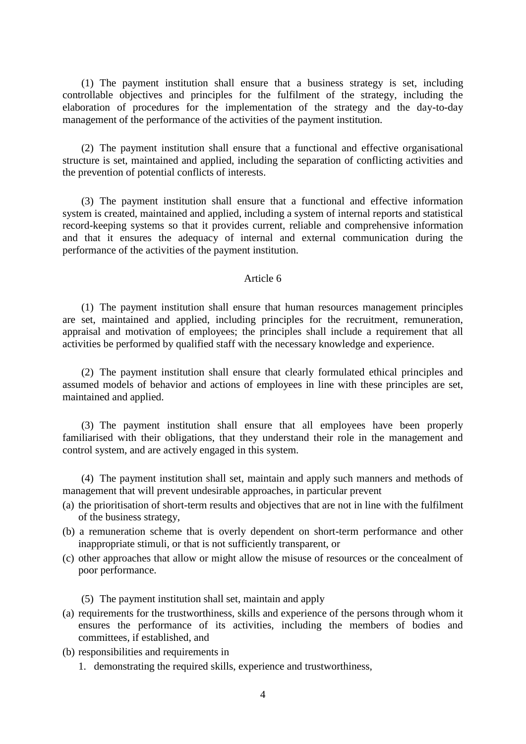(1) The payment institution shall ensure that a business strategy is set, including controllable objectives and principles for the fulfilment of the strategy, including the elaboration of procedures for the implementation of the strategy and the day-to-day management of the performance of the activities of the payment institution.

(2) The payment institution shall ensure that a functional and effective organisational structure is set, maintained and applied, including the separation of conflicting activities and the prevention of potential conflicts of interests.

(3) The payment institution shall ensure that a functional and effective information system is created, maintained and applied, including a system of internal reports and statistical record-keeping systems so that it provides current, reliable and comprehensive information and that it ensures the adequacy of internal and external communication during the performance of the activities of the payment institution.

Article 6

(1) The payment institution shall ensure that human resources management principles are set, maintained and applied, including principles for the recruitment, remuneration, appraisal and motivation of employees; the principles shall include a requirement that all activities be performed by qualified staff with the necessary knowledge and experience.

(2) The payment institution shall ensure that clearly formulated ethical principles and assumed models of behavior and actions of employees in line with these principles are set, maintained and applied.

(3) The payment institution shall ensure that all employees have been properly familiarised with their obligations, that they understand their role in the management and control system, and are actively engaged in this system.

(4) The payment institution shall set, maintain and apply such manners and methods of management that will prevent undesirable approaches, in particular prevent

(a) the prioritisation of short-term results and objectives that are not in line with the fulfilment of the business strategy,
(b) a remuneration scheme that is overly dependent on short-term performance and other inappropriate stimuli, or that is not sufficiently transparent, or
(c) other approaches that allow or might allow the misuse of resources or the concealment of poor performance.

(5) The payment institution shall set, maintain and apply

(a) requirements for the trustworthiness, skills and experience of the persons through whom it ensures the performance of its activities, including the members of bodies and committees, if established, and
(b) responsibilities and requirements in
    1. demonstrating the required skills, experience and trustworthiness,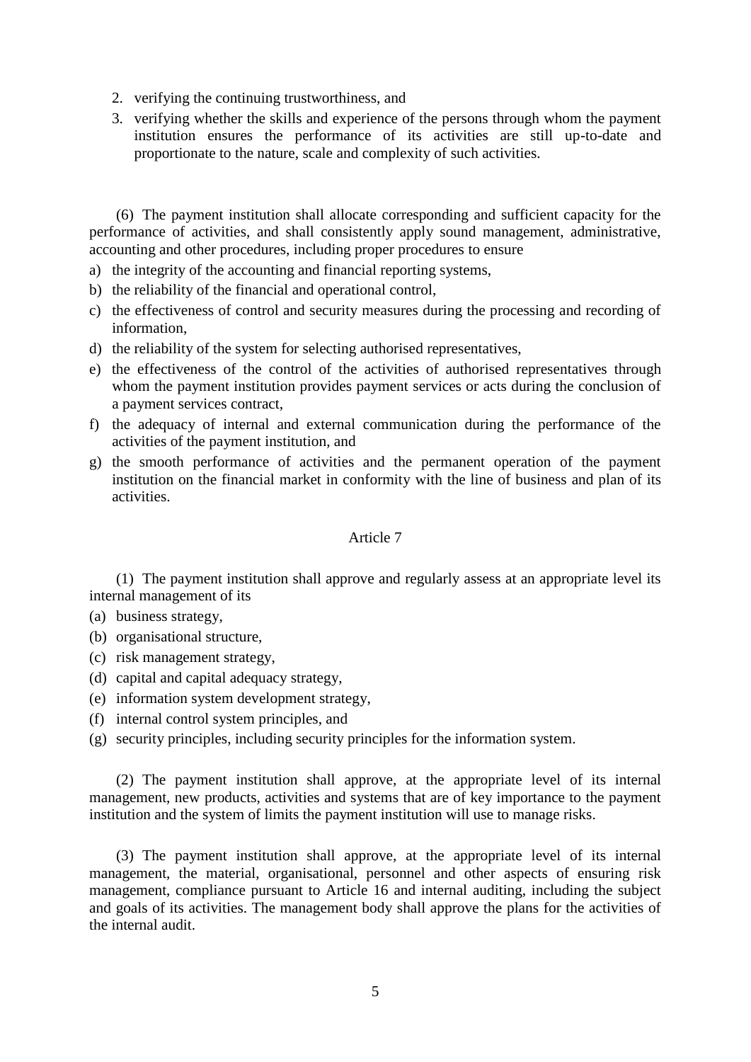2. verifying the continuing trustworthiness, and
3. verifying whether the skills and experience of the persons through whom the payment institution ensures the performance of its activities are still up-to-date and proportionate to the nature, scale and complexity of such activities.

(6) The payment institution shall allocate corresponding and sufficient capacity for the performance of activities, and shall consistently apply sound management, administrative, accounting and other procedures, including proper procedures to ensure

a) the integrity of the accounting and financial reporting systems,
b) the reliability of the financial and operational control,
c) the effectiveness of control and security measures during the processing and recording of information,
d) the reliability of the system for selecting authorised representatives,
e) the effectiveness of the control of the activities of authorised representatives through whom the payment institution provides payment services or acts during the conclusion of a payment services contract,
f) the adequacy of internal and external communication during the performance of the activities of the payment institution, and
g) the smooth performance of activities and the permanent operation of the payment institution on the financial market in conformity with the line of business and plan of its activities.

## Article 7

(1) The payment institution shall approve and regularly assess at an appropriate level its internal management of its

(a) business strategy,
(b) organisational structure,
(c) risk management strategy,
(d) capital and capital adequacy strategy,
(e) information system development strategy,
(f) internal control system principles, and
(g) security principles, including security principles for the information system.

(2) The payment institution shall approve, at the appropriate level of its internal management, new products, activities and systems that are of key importance to the payment institution and the system of limits the payment institution will use to manage risks.

(3) The payment institution shall approve, at the appropriate level of its internal management, the material, organisational, personnel and other aspects of ensuring risk management, compliance pursuant to Article 16 and internal auditing, including the subject and goals of its activities. The management body shall approve the plans for the activities of the internal audit.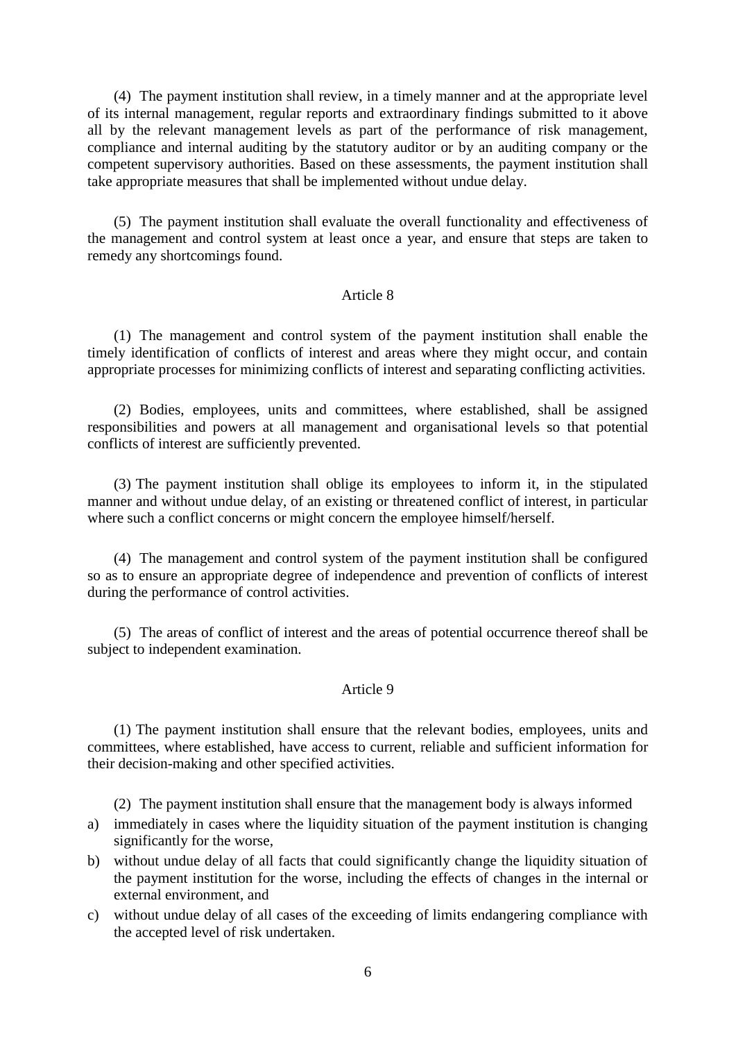(4) The payment institution shall review, in a timely manner and at the appropriate level of its internal management, regular reports and extraordinary findings submitted to it above all by the relevant management levels as part of the performance of risk management, compliance and internal auditing by the statutory auditor or by an auditing company or the competent supervisory authorities. Based on these assessments, the payment institution shall take appropriate measures that shall be implemented without undue delay.

(5) The payment institution shall evaluate the overall functionality and effectiveness of the management and control system at least once a year, and ensure that steps are taken to remedy any shortcomings found.

### Article 8

(1) The management and control system of the payment institution shall enable the timely identification of conflicts of interest and areas where they might occur, and contain appropriate processes for minimizing conflicts of interest and separating conflicting activities.

(2) Bodies, employees, units and committees, where established, shall be assigned responsibilities and powers at all management and organisational levels so that potential conflicts of interest are sufficiently prevented.

(3) The payment institution shall oblige its employees to inform it, in the stipulated manner and without undue delay, of an existing or threatened conflict of interest, in particular where such a conflict concerns or might concern the employee himself/herself.

(4) The management and control system of the payment institution shall be configured so as to ensure an appropriate degree of independence and prevention of conflicts of interest during the performance of control activities.

(5) The areas of conflict of interest and the areas of potential occurrence thereof shall be subject to independent examination.

### Article 9

(1) The payment institution shall ensure that the relevant bodies, employees, units and committees, where established, have access to current, reliable and sufficient information for their decision-making and other specified activities.

(2) The payment institution shall ensure that the management body is always informed

a) immediately in cases where the liquidity situation of the payment institution is changing significantly for the worse,
b) without undue delay of all facts that could significantly change the liquidity situation of the payment institution for the worse, including the effects of changes in the internal or external environment, and
c) without undue delay of all cases of the exceeding of limits endangering compliance with the accepted level of risk undertaken.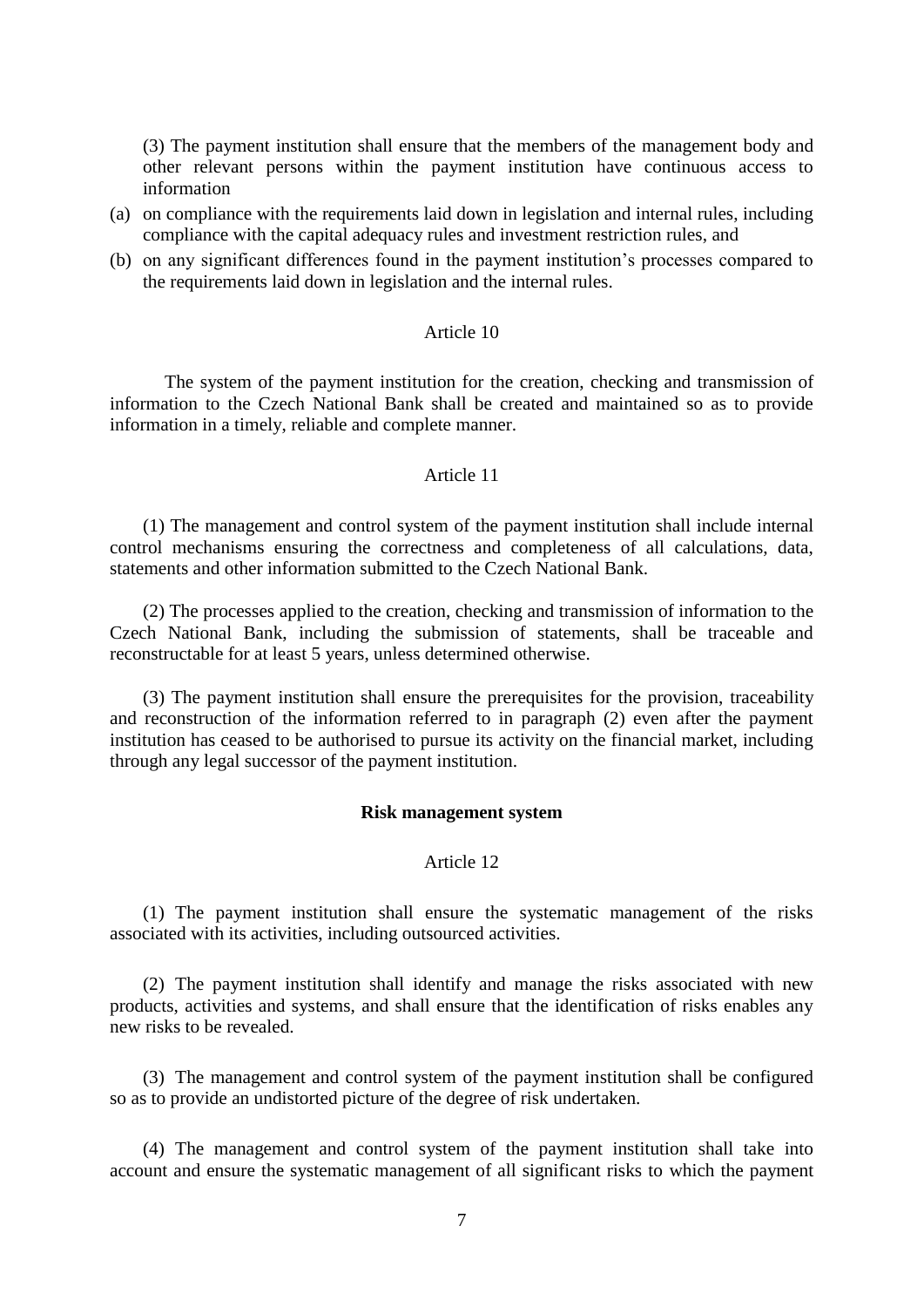(3) The payment institution shall ensure that the members of the management body and other relevant persons within the payment institution have continuous access to information

(a) on compliance with the requirements laid down in legislation and internal rules, including compliance with the capital adequacy rules and investment restriction rules, and
(b) on any significant differences found in the payment institution's processes compared to the requirements laid down in legislation and the internal rules.

Article 10

The system of the payment institution for the creation, checking and transmission of information to the Czech National Bank shall be created and maintained so as to provide information in a timely, reliable and complete manner.

Article 11

(1) The management and control system of the payment institution shall include internal control mechanisms ensuring the correctness and completeness of all calculations, data, statements and other information submitted to the Czech National Bank.

(2) The processes applied to the creation, checking and transmission of information to the Czech National Bank, including the submission of statements, shall be traceable and reconstructable for at least 5 years, unless determined otherwise.

(3) The payment institution shall ensure the prerequisites for the provision, traceability and reconstruction of the information referred to in paragraph (2) even after the payment institution has ceased to be authorised to pursue its activity on the financial market, including through any legal successor of the payment institution.

**Risk management system**

Article 12

(1) The payment institution shall ensure the systematic management of the risks associated with its activities, including outsourced activities.

(2) The payment institution shall identify and manage the risks associated with new products, activities and systems, and shall ensure that the identification of risks enables any new risks to be revealed.

(3) The management and control system of the payment institution shall be configured so as to provide an undistorted picture of the degree of risk undertaken.

(4) The management and control system of the payment institution shall take into account and ensure the systematic management of all significant risks to which the payment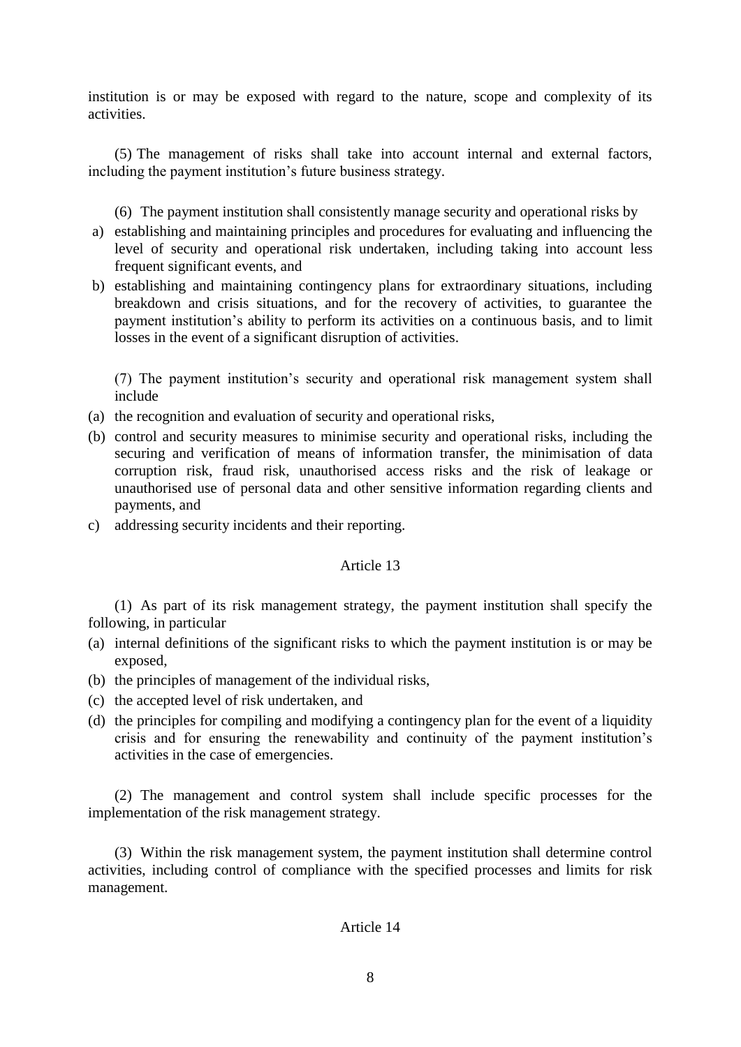institution is or may be exposed with regard to the nature, scope and complexity of its activities.

(5) The management of risks shall take into account internal and external factors, including the payment institution's future business strategy.

(6) The payment institution shall consistently manage security and operational risks by

a) establishing and maintaining principles and procedures for evaluating and influencing the level of security and operational risk undertaken, including taking into account less frequent significant events, and
b) establishing and maintaining contingency plans for extraordinary situations, including breakdown and crisis situations, and for the recovery of activities, to guarantee the payment institution's ability to perform its activities on a continuous basis, and to limit losses in the event of a significant disruption of activities.

(7) The payment institution's security and operational risk management system shall include

(a) the recognition and evaluation of security and operational risks,
(b) control and security measures to minimise security and operational risks, including the securing and verification of means of information transfer, the minimisation of data corruption risk, fraud risk, unauthorised access risks and the risk of leakage or unauthorised use of personal data and other sensitive information regarding clients and payments, and
c) addressing security incidents and their reporting.

Article 13

(1) As part of its risk management strategy, the payment institution shall specify the following, in particular

(a) internal definitions of the significant risks to which the payment institution is or may be exposed,
(b) the principles of management of the individual risks,
(c) the accepted level of risk undertaken, and
(d) the principles for compiling and modifying a contingency plan for the event of a liquidity crisis and for ensuring the renewability and continuity of the payment institution's activities in the case of emergencies.

(2) The management and control system shall include specific processes for the implementation of the risk management strategy.

(3) Within the risk management system, the payment institution shall determine control activities, including control of compliance with the specified processes and limits for risk management.

Article 14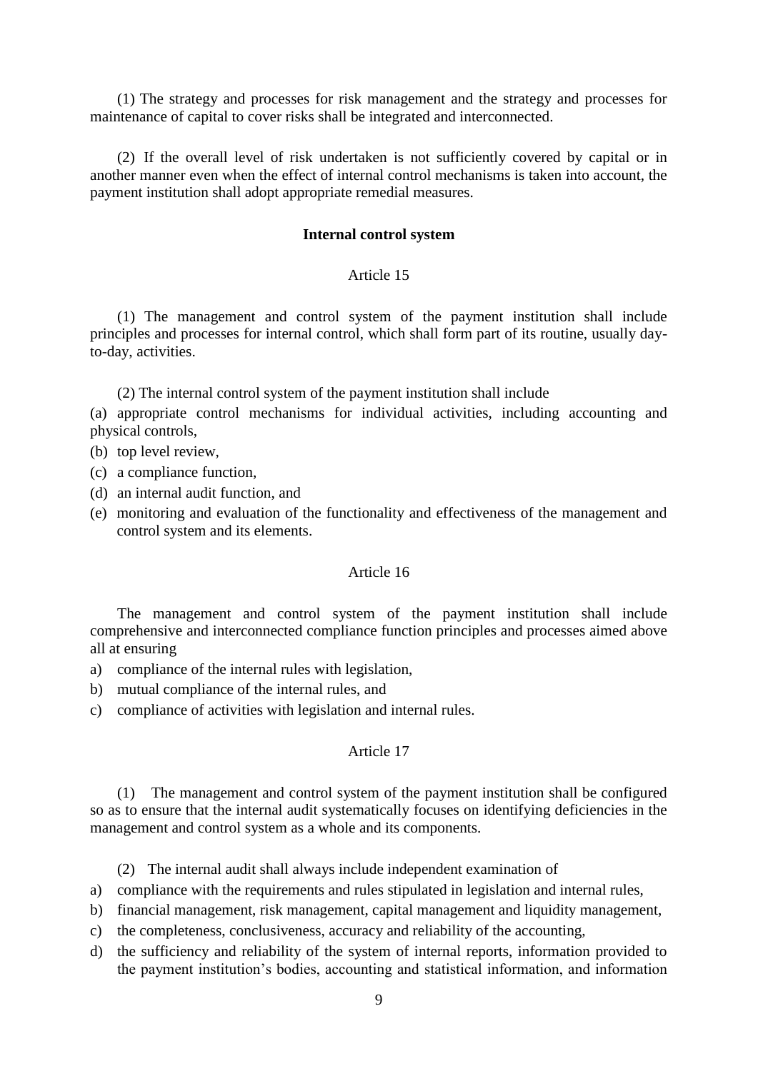(1) The strategy and processes for risk management and the strategy and processes for maintenance of capital to cover risks shall be integrated and interconnected.

(2) If the overall level of risk undertaken is not sufficiently covered by capital or in another manner even when the effect of internal control mechanisms is taken into account, the payment institution shall adopt appropriate remedial measures.

**Internal control system**

Article 15

(1) The management and control system of the payment institution shall include principles and processes for internal control, which shall form part of its routine, usually day-to-day, activities.

(2) The internal control system of the payment institution shall include

(a) appropriate control mechanisms for individual activities, including accounting and physical controls,

(b) top level review,

(c) a compliance function,

(d) an internal audit function, and

(e) monitoring and evaluation of the functionality and effectiveness of the management and control system and its elements.

Article 16

The management and control system of the payment institution shall include comprehensive and interconnected compliance function principles and processes aimed above all at ensuring

a) compliance of the internal rules with legislation,

b) mutual compliance of the internal rules, and

c) compliance of activities with legislation and internal rules.

Article 17

(1) The management and control system of the payment institution shall be configured so as to ensure that the internal audit systematically focuses on identifying deficiencies in the management and control system as a whole and its components.

(2) The internal audit shall always include independent examination of

a) compliance with the requirements and rules stipulated in legislation and internal rules,

b) financial management, risk management, capital management and liquidity management,

c) the completeness, conclusiveness, accuracy and reliability of the accounting,

d) the sufficiency and reliability of the system of internal reports, information provided to the payment institution's bodies, accounting and statistical information, and information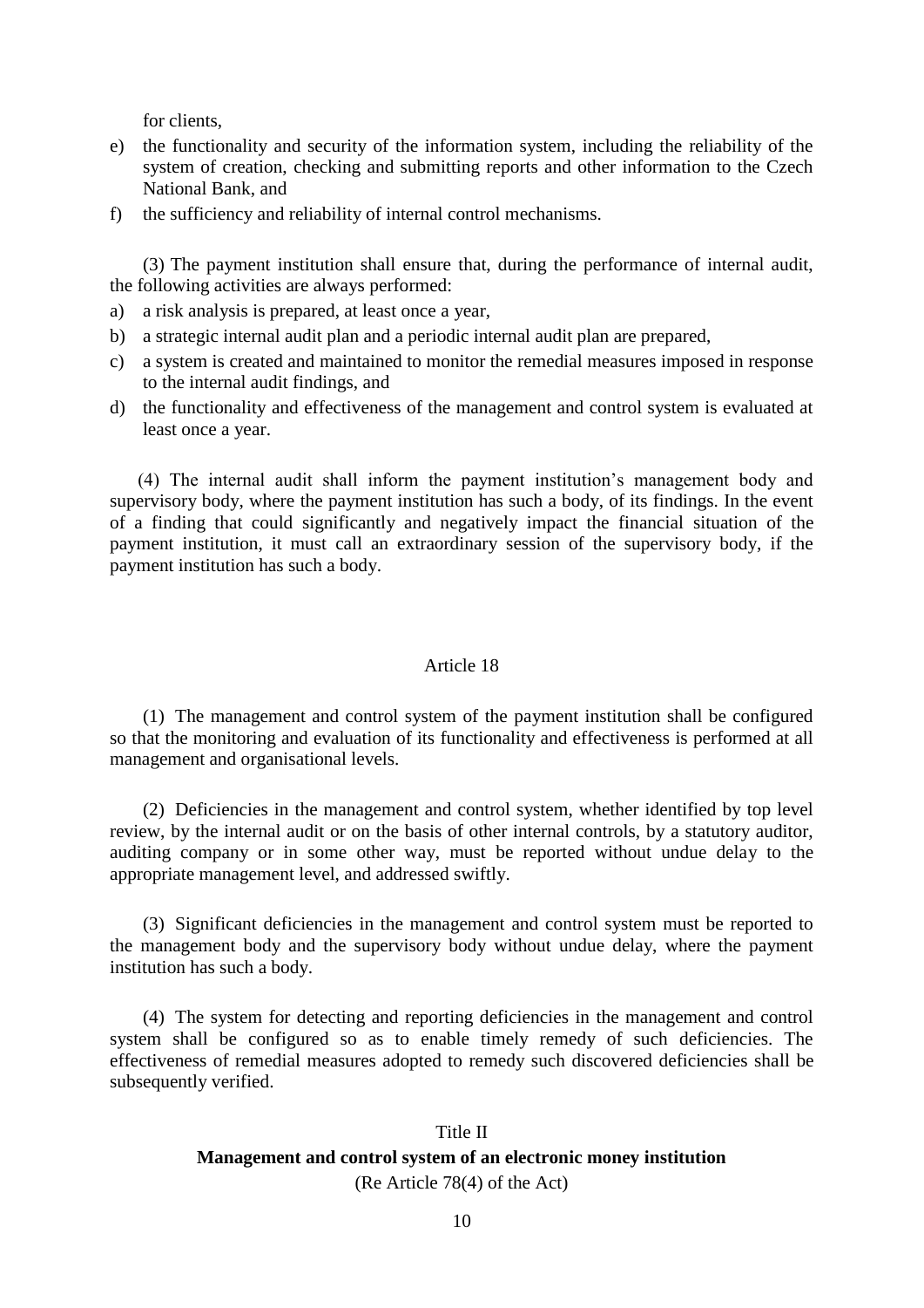for clients,

e) the functionality and security of the information system, including the reliability of the system of creation, checking and submitting reports and other information to the Czech National Bank, and
f) the sufficiency and reliability of internal control mechanisms.

(3) The payment institution shall ensure that, during the performance of internal audit, the following activities are always performed:

a) a risk analysis is prepared, at least once a year,
b) a strategic internal audit plan and a periodic internal audit plan are prepared,
c) a system is created and maintained to monitor the remedial measures imposed in response to the internal audit findings, and
d) the functionality and effectiveness of the management and control system is evaluated at least once a year.

(4) The internal audit shall inform the payment institution's management body and supervisory body, where the payment institution has such a body, of its findings. In the event of a finding that could significantly and negatively impact the financial situation of the payment institution, it must call an extraordinary session of the supervisory body, if the payment institution has such a body.

### Article 18

(1) The management and control system of the payment institution shall be configured so that the monitoring and evaluation of its functionality and effectiveness is performed at all management and organisational levels.

(2) Deficiencies in the management and control system, whether identified by top level review, by the internal audit or on the basis of other internal controls, by a statutory auditor, auditing company or in some other way, must be reported without undue delay to the appropriate management level, and addressed swiftly.

(3) Significant deficiencies in the management and control system must be reported to the management body and the supervisory body without undue delay, where the payment institution has such a body.

(4) The system for detecting and reporting deficiencies in the management and control system shall be configured so as to enable timely remedy of such deficiencies. The effectiveness of remedial measures adopted to remedy such discovered deficiencies shall be subsequently verified.

## Title II
## **Management and control system of an electronic money institution**

(Re Article 78(4) of the Act)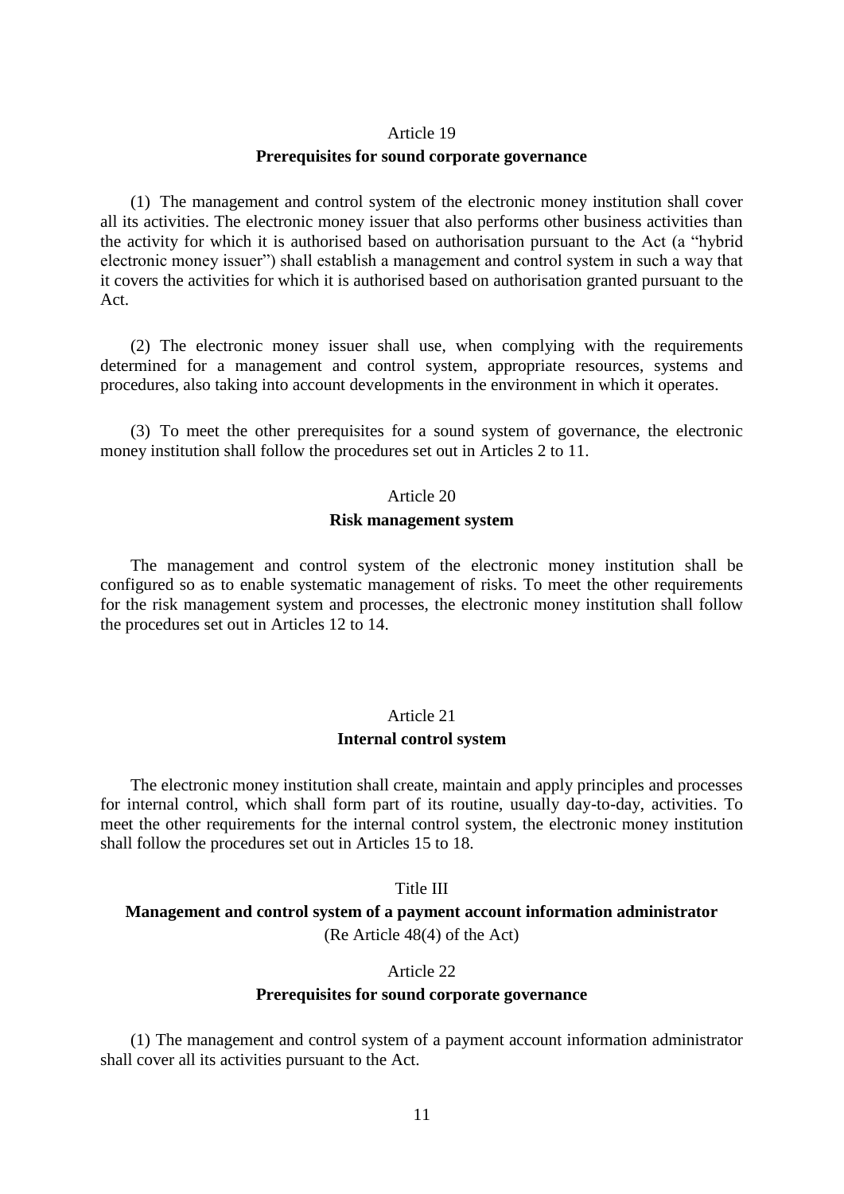Article 19

**Prerequisites for sound corporate governance**

(1) The management and control system of the electronic money institution shall cover all its activities. The electronic money issuer that also performs other business activities than the activity for which it is authorised based on authorisation pursuant to the Act (a "hybrid electronic money issuer") shall establish a management and control system in such a way that it covers the activities for which it is authorised based on authorisation granted pursuant to the Act.

(2) The electronic money issuer shall use, when complying with the requirements determined for a management and control system, appropriate resources, systems and procedures, also taking into account developments in the environment in which it operates.

(3) To meet the other prerequisites for a sound system of governance, the electronic money institution shall follow the procedures set out in Articles 2 to 11.

Article 20

**Risk management system**

The management and control system of the electronic money institution shall be configured so as to enable systematic management of risks. To meet the other requirements for the risk management system and processes, the electronic money institution shall follow the procedures set out in Articles 12 to 14.

Article 21

**Internal control system**

The electronic money institution shall create, maintain and apply principles and processes for internal control, which shall form part of its routine, usually day-to-day, activities. To meet the other requirements for the internal control system, the electronic money institution shall follow the procedures set out in Articles 15 to 18.

Title III

**Management and control system of a payment account information administrator**

(Re Article 48(4) of the Act)

Article 22

**Prerequisites for sound corporate governance**

(1) The management and control system of a payment account information administrator shall cover all its activities pursuant to the Act.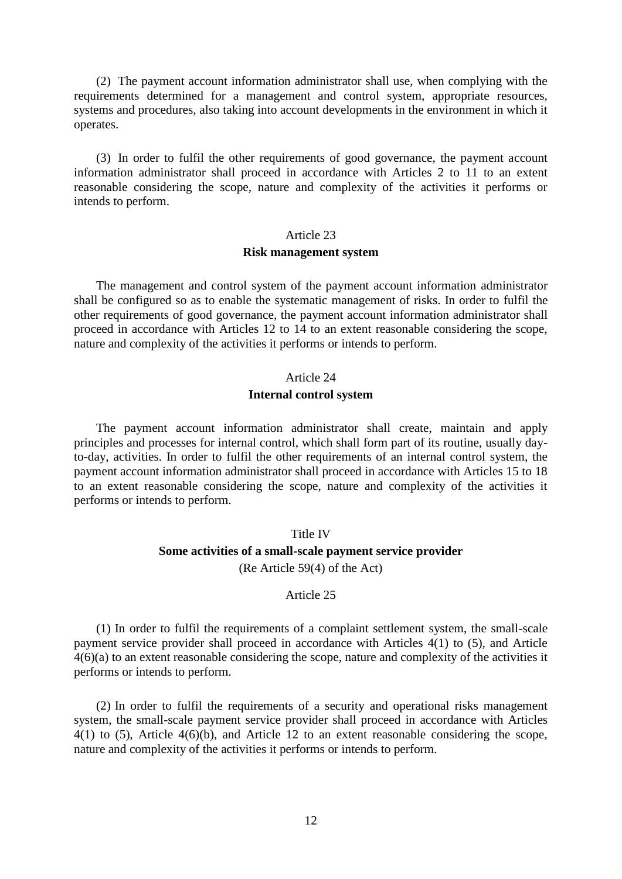(2) The payment account information administrator shall use, when complying with the requirements determined for a management and control system, appropriate resources, systems and procedures, also taking into account developments in the environment in which it operates.

(3) In order to fulfil the other requirements of good governance, the payment account information administrator shall proceed in accordance with Articles 2 to 11 to an extent reasonable considering the scope, nature and complexity of the activities it performs or intends to perform.

### Article 23

### Risk management system

The management and control system of the payment account information administrator shall be configured so as to enable the systematic management of risks. In order to fulfil the other requirements of good governance, the payment account information administrator shall proceed in accordance with Articles 12 to 14 to an extent reasonable considering the scope, nature and complexity of the activities it performs or intends to perform.

### Article 24

### Internal control system

The payment account information administrator shall create, maintain and apply principles and processes for internal control, which shall form part of its routine, usually day-to-day, activities. In order to fulfil the other requirements of an internal control system, the payment account information administrator shall proceed in accordance with Articles 15 to 18 to an extent reasonable considering the scope, nature and complexity of the activities it performs or intends to perform.

## Title IV

## Some activities of a small-scale payment service provider

(Re Article 59(4) of the Act)

### Article 25

(1) In order to fulfil the requirements of a complaint settlement system, the small-scale payment service provider shall proceed in accordance with Articles 4(1) to (5), and Article 4(6)(a) to an extent reasonable considering the scope, nature and complexity of the activities it performs or intends to perform.

(2) In order to fulfil the requirements of a security and operational risks management system, the small-scale payment service provider shall proceed in accordance with Articles 4(1) to (5), Article 4(6)(b), and Article 12 to an extent reasonable considering the scope, nature and complexity of the activities it performs or intends to perform.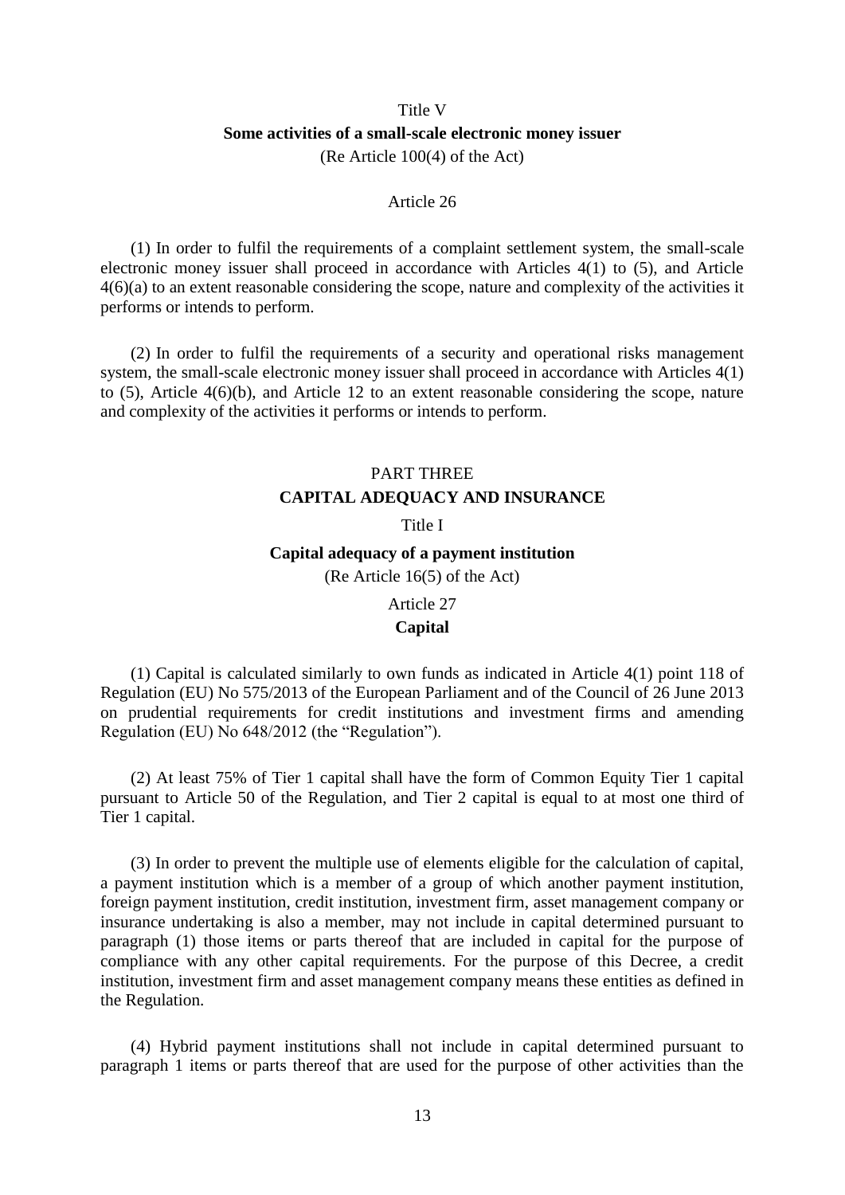## Title V
## **Some activities of a small-scale electronic money issuer**
(Re Article 100(4) of the Act)

### Article 26

(1) In order to fulfil the requirements of a complaint settlement system, the small-scale electronic money issuer shall proceed in accordance with Articles 4(1) to (5), and Article 4(6)(a) to an extent reasonable considering the scope, nature and complexity of the activities it performs or intends to perform.

(2) In order to fulfil the requirements of a security and operational risks management system, the small-scale electronic money issuer shall proceed in accordance with Articles 4(1) to (5), Article 4(6)(b), and Article 12 to an extent reasonable considering the scope, nature and complexity of the activities it performs or intends to perform.

# PART THREE
# **CAPITAL ADEQUACY AND INSURANCE**

## Title I
## **Capital adequacy of a payment institution**
(Re Article 16(5) of the Act)

### Article 27
### **Capital**

(1) Capital is calculated similarly to own funds as indicated in Article 4(1) point 118 of Regulation (EU) No 575/2013 of the European Parliament and of the Council of 26 June 2013 on prudential requirements for credit institutions and investment firms and amending Regulation (EU) No 648/2012 (the "Regulation").

(2) At least 75% of Tier 1 capital shall have the form of Common Equity Tier 1 capital pursuant to Article 50 of the Regulation, and Tier 2 capital is equal to at most one third of Tier 1 capital.

(3) In order to prevent the multiple use of elements eligible for the calculation of capital, a payment institution which is a member of a group of which another payment institution, foreign payment institution, credit institution, investment firm, asset management company or insurance undertaking is also a member, may not include in capital determined pursuant to paragraph (1) those items or parts thereof that are included in capital for the purpose of compliance with any other capital requirements. For the purpose of this Decree, a credit institution, investment firm and asset management company means these entities as defined in the Regulation.

(4) Hybrid payment institutions shall not include in capital determined pursuant to paragraph 1 items or parts thereof that are used for the purpose of other activities than the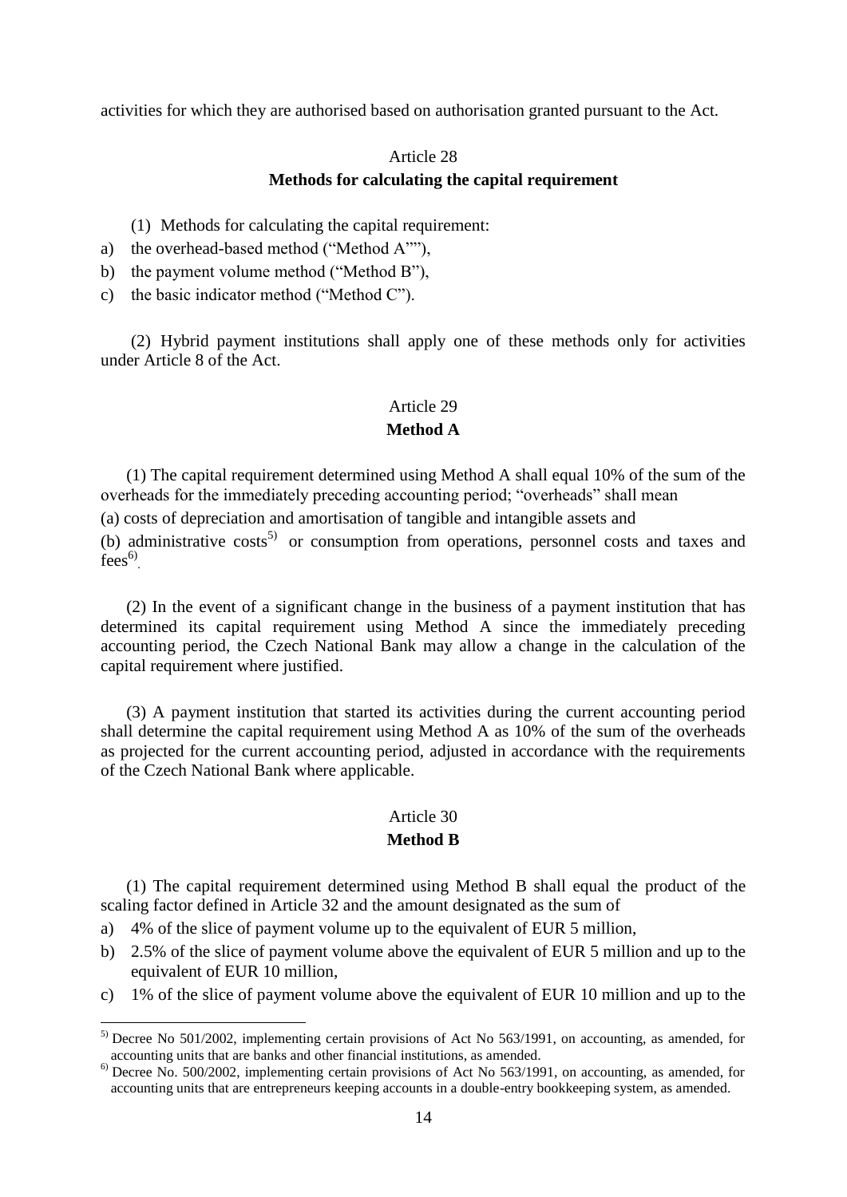activities for which they are authorised based on authorisation granted pursuant to the Act.

## Article 28

### Methods for calculating the capital requirement

(1) Methods for calculating the capital requirement:

a) the overhead-based method (“Method A””),
b) the payment volume method (“Method B”),
c) the basic indicator method (“Method C”).

(2) Hybrid payment institutions shall apply one of these methods only for activities under Article 8 of the Act.

## Article 29

### Method A

(1) The capital requirement determined using Method A shall equal 10% of the sum of the overheads for the immediately preceding accounting period; “overheads” shall mean

(a) costs of depreciation and amortisation of tangible and intangible assets and

(b) administrative costs[5] or consumption from operations, personnel costs and taxes and fees[6].

(2) In the event of a significant change in the business of a payment institution that has determined its capital requirement using Method A since the immediately preceding accounting period, the Czech National Bank may allow a change in the calculation of the capital requirement where justified.

(3) A payment institution that started its activities during the current accounting period shall determine the capital requirement using Method A as 10% of the sum of the overheads as projected for the current accounting period, adjusted in accordance with the requirements of the Czech National Bank where applicable.

## Article 30

### Method B

(1) The capital requirement determined using Method B shall equal the product of the scaling factor defined in Article 32 and the amount designated as the sum of

a) 4% of the slice of payment volume up to the equivalent of EUR 5 million,
b) 2.5% of the slice of payment volume above the equivalent of EUR 5 million and up to the equivalent of EUR 10 million,
c) 1% of the slice of payment volume above the equivalent of EUR 10 million and up to the

---

[5] Decree No 501/2002, implementing certain provisions of Act No 563/1991, on accounting, as amended, for accounting units that are banks and other financial institutions, as amended.

[6] Decree No. 500/2002, implementing certain provisions of Act No 563/1991, on accounting, as amended, for accounting units that are entrepreneurs keeping accounts in a double-entry bookkeeping system, as amended.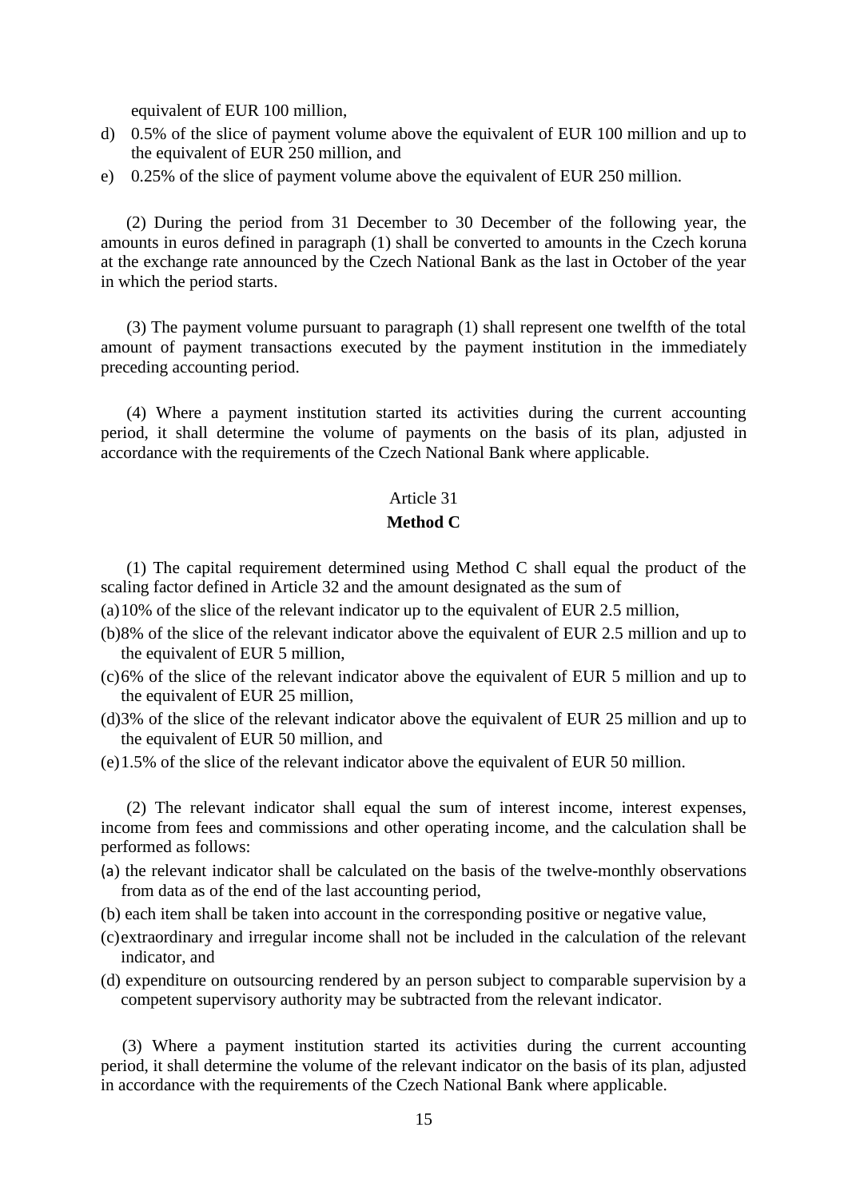equivalent of EUR 100 million,

d) 0.5% of the slice of payment volume above the equivalent of EUR 100 million and up to the equivalent of EUR 250 million, and

e) 0.25% of the slice of payment volume above the equivalent of EUR 250 million.

(2) During the period from 31 December to 30 December of the following year, the amounts in euros defined in paragraph (1) shall be converted to amounts in the Czech koruna at the exchange rate announced by the Czech National Bank as the last in October of the year in which the period starts.

(3) The payment volume pursuant to paragraph (1) shall represent one twelfth of the total amount of payment transactions executed by the payment institution in the immediately preceding accounting period.

(4) Where a payment institution started its activities during the current accounting period, it shall determine the volume of payments on the basis of its plan, adjusted in accordance with the requirements of the Czech National Bank where applicable.

Article 31

**Method C**

(1) The capital requirement determined using Method C shall equal the product of the scaling factor defined in Article 32 and the amount designated as the sum of

(a) 10% of the slice of the relevant indicator up to the equivalent of EUR 2.5 million,

(b) 8% of the slice of the relevant indicator above the equivalent of EUR 2.5 million and up to the equivalent of EUR 5 million,

(c) 6% of the slice of the relevant indicator above the equivalent of EUR 5 million and up to the equivalent of EUR 25 million,

(d) 3% of the slice of the relevant indicator above the equivalent of EUR 25 million and up to the equivalent of EUR 50 million, and

(e) 1.5% of the slice of the relevant indicator above the equivalent of EUR 50 million.

(2) The relevant indicator shall equal the sum of interest income, interest expenses, income from fees and commissions and other operating income, and the calculation shall be performed as follows:

(a) the relevant indicator shall be calculated on the basis of the twelve-monthly observations from data as of the end of the last accounting period,

(b) each item shall be taken into account in the corresponding positive or negative value,

(c) extraordinary and irregular income shall not be included in the calculation of the relevant indicator, and

(d) expenditure on outsourcing rendered by an person subject to comparable supervision by a competent supervisory authority may be subtracted from the relevant indicator.

(3) Where a payment institution started its activities during the current accounting period, it shall determine the volume of the relevant indicator on the basis of its plan, adjusted in accordance with the requirements of the Czech National Bank where applicable.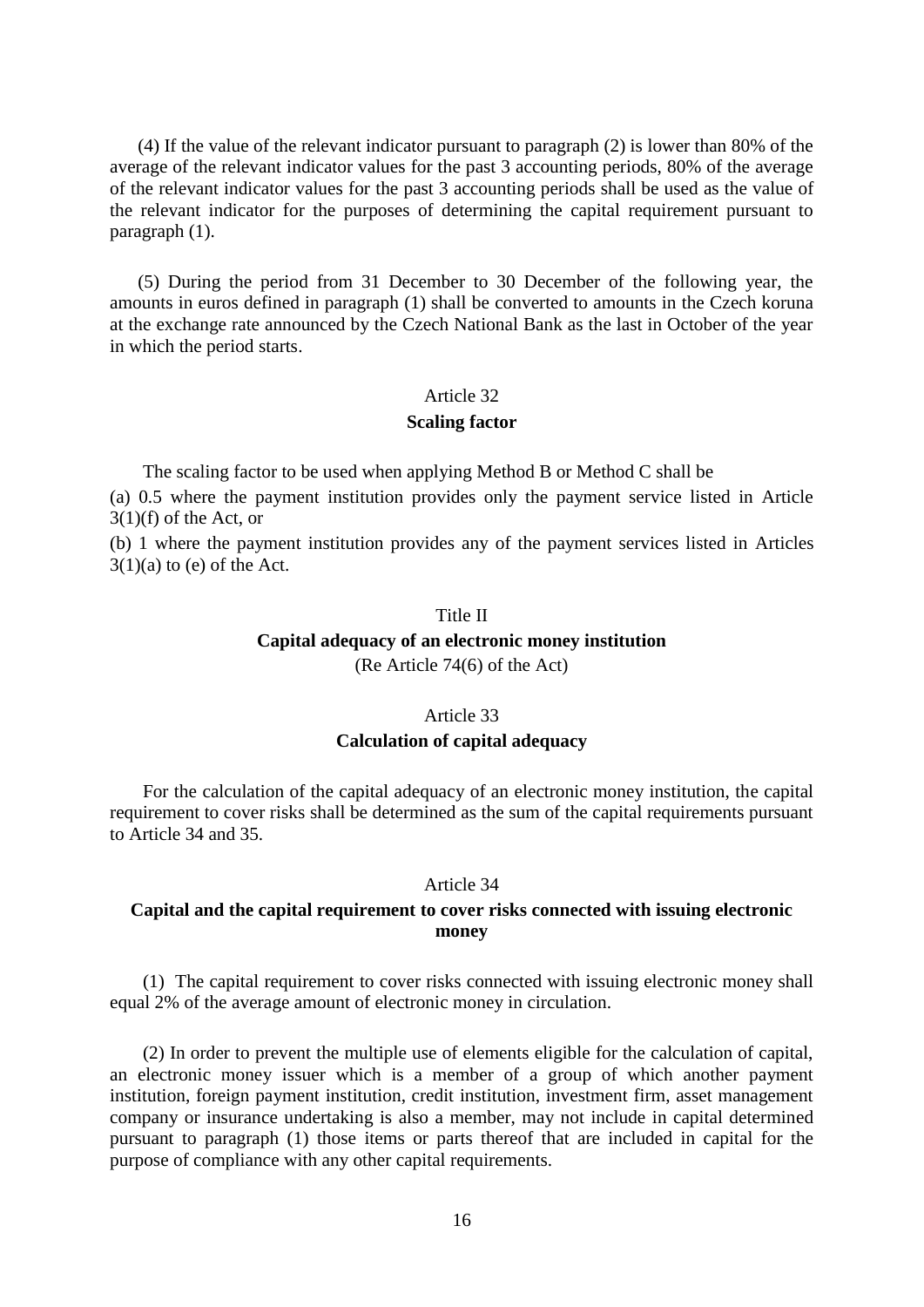(4) If the value of the relevant indicator pursuant to paragraph (2) is lower than 80% of the average of the relevant indicator values for the past 3 accounting periods, 80% of the average of the relevant indicator values for the past 3 accounting periods shall be used as the value of the relevant indicator for the purposes of determining the capital requirement pursuant to paragraph (1).

(5) During the period from 31 December to 30 December of the following year, the amounts in euros defined in paragraph (1) shall be converted to amounts in the Czech koruna at the exchange rate announced by the Czech National Bank as the last in October of the year in which the period starts.

### Article 32

### Scaling factor

The scaling factor to be used when applying Method B or Method C shall be

(a) 0.5 where the payment institution provides only the payment service listed in Article 3(1)(f) of the Act, or

(b) 1 where the payment institution provides any of the payment services listed in Articles 3(1)(a) to (e) of the Act.

## Title II

## Capital adequacy of an electronic money institution

(Re Article 74(6) of the Act)

### Article 33

### Calculation of capital adequacy

For the calculation of the capital adequacy of an electronic money institution, the capital requirement to cover risks shall be determined as the sum of the capital requirements pursuant to Article 34 and 35.

### Article 34

### Capital and the capital requirement to cover risks connected with issuing electronic money

(1) The capital requirement to cover risks connected with issuing electronic money shall equal 2% of the average amount of electronic money in circulation.

(2) In order to prevent the multiple use of elements eligible for the calculation of capital, an electronic money issuer which is a member of a group of which another payment institution, foreign payment institution, credit institution, investment firm, asset management company or insurance undertaking is also a member, may not include in capital determined pursuant to paragraph (1) those items or parts thereof that are included in capital for the purpose of compliance with any other capital requirements.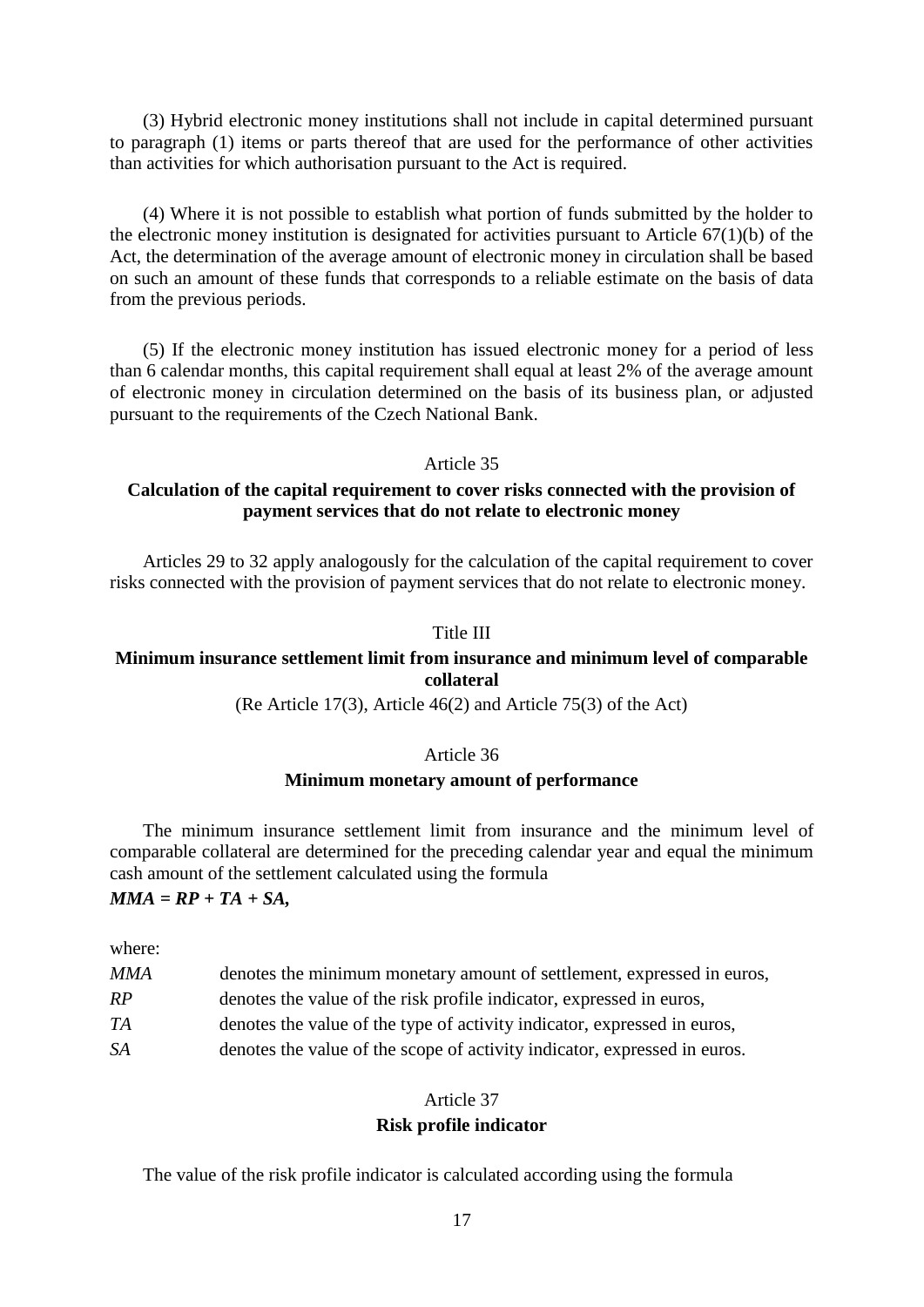(3) Hybrid electronic money institutions shall not include in capital determined pursuant to paragraph (1) items or parts thereof that are used for the performance of other activities than activities for which authorisation pursuant to the Act is required.

(4) Where it is not possible to establish what portion of funds submitted by the holder to the electronic money institution is designated for activities pursuant to Article 67(1)(b) of the Act, the determination of the average amount of electronic money in circulation shall be based on such an amount of these funds that corresponds to a reliable estimate on the basis of data from the previous periods.

(5) If the electronic money institution has issued electronic money for a period of less than 6 calendar months, this capital requirement shall equal at least 2% of the average amount of electronic money in circulation determined on the basis of its business plan, or adjusted pursuant to the requirements of the Czech National Bank.

Article 35

**Calculation of the capital requirement to cover risks connected with the provision of payment services that do not relate to electronic money**

Articles 29 to 32 apply analogously for the calculation of the capital requirement to cover risks connected with the provision of payment services that do not relate to electronic money.

Title III

**Minimum insurance settlement limit from insurance and minimum level of comparable collateral**

(Re Article 17(3), Article 46(2) and Article 75(3) of the Act)

Article 36

**Minimum monetary amount of performance**

The minimum insurance settlement limit from insurance and the minimum level of comparable collateral are determined for the preceding calendar year and equal the minimum cash amount of the settlement calculated using the formula

$$MMA = RP + TA + SA,$$

where:

| | |
|---|---|
| $MMA$ | denotes the minimum monetary amount of settlement, expressed in euros, |
| $RP$ | denotes the value of the risk profile indicator, expressed in euros, |
| $TA$ | denotes the value of the type of activity indicator, expressed in euros, |
| $SA$ | denotes the value of the scope of activity indicator, expressed in euros. |

Article 37

**Risk profile indicator**

The value of the risk profile indicator is calculated according using the formula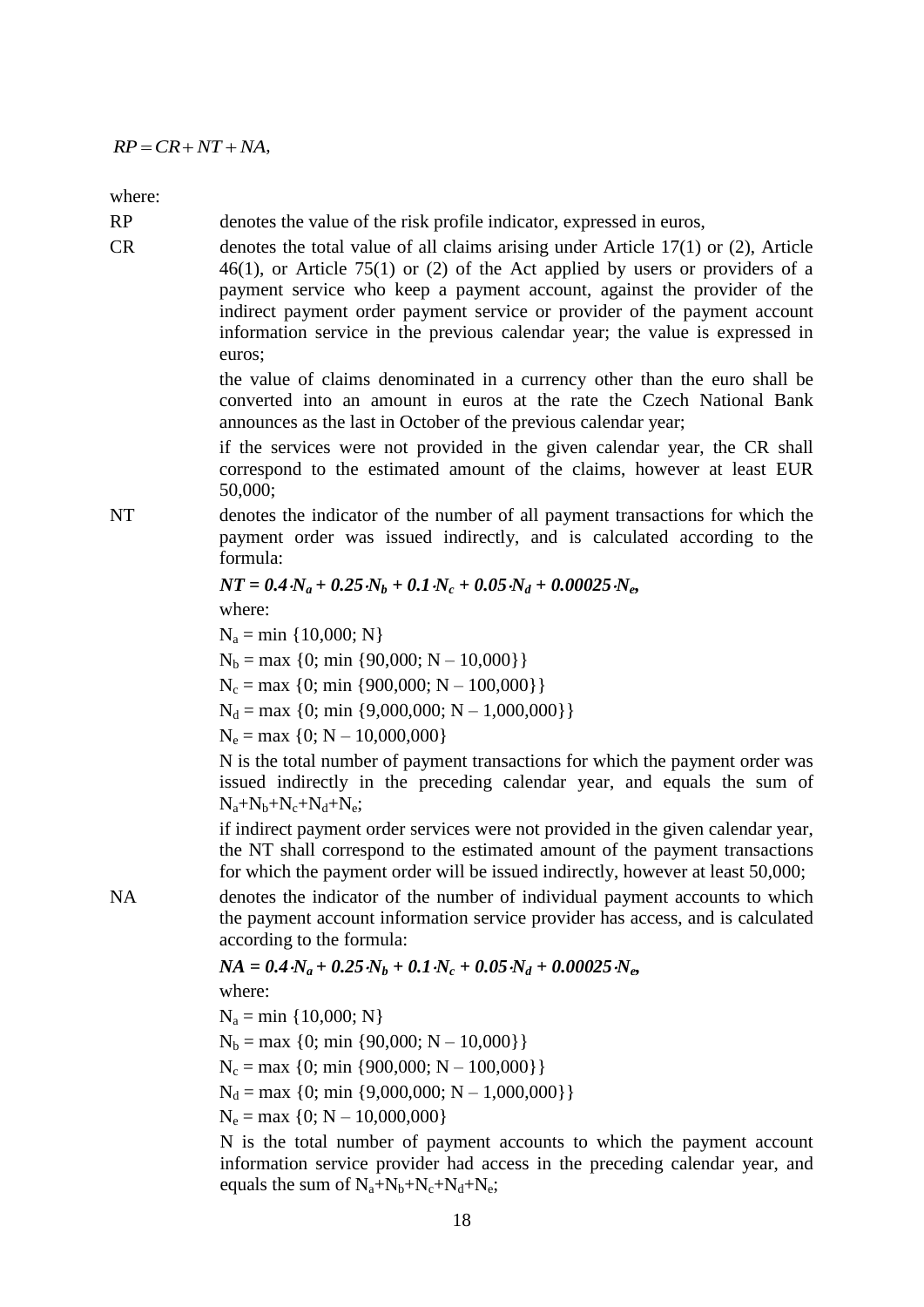$$RP = CR + NT + NA,$$

where:

RP denotes the value of the risk profile indicator, expressed in euros,

CR denotes the total value of all claims arising under Article 17(1) or (2), Article 46(1), or Article 75(1) or (2) of the Act applied by users or providers of a payment service who keep a payment account, against the provider of the indirect payment order payment service or provider of the payment account information service in the previous calendar year; the value is expressed in euros;

the value of claims denominated in a currency other than the euro shall be converted into an amount in euros at the rate the Czech National Bank announces as the last in October of the previous calendar year;

if the services were not provided in the given calendar year, the CR shall correspond to the estimated amount of the claims, however at least EUR 50,000;

NT denotes the indicator of the number of all payment transactions for which the payment order was issued indirectly, and is calculated according to the formula:

$$NT = 0.4 \cdot N_a + 0.25 \cdot N_b + 0.1 \cdot N_c + 0.05 \cdot N_d + 0.00025 \cdot N_e,$$

where:

$N_a = \min \{10{,}000; N\}$

$N_b = \max \{0; \min \{90{,}000; N - 10{,}000\}\}$

$N_c = \max \{0; \min \{900{,}000; N - 100{,}000\}\}$

$N_d = \max \{0; \min \{9{,}000{,}000; N - 1{,}000{,}000\}\}$

$N_e = \max \{0; N - 10{,}000{,}000\}$

N is the total number of payment transactions for which the payment order was issued indirectly in the preceding calendar year, and equals the sum of $N_a+N_b+N_c+N_d+N_e$;

if indirect payment order services were not provided in the given calendar year, the NT shall correspond to the estimated amount of the payment transactions for which the payment order will be issued indirectly, however at least 50,000;

NA denotes the indicator of the number of individual payment accounts to which the payment account information service provider has access, and is calculated according to the formula:

$$NA = 0.4 \cdot N_a + 0.25 \cdot N_b + 0.1 \cdot N_c + 0.05 \cdot N_d + 0.00025 \cdot N_e,$$

where:

$N_a = \min \{10{,}000; N\}$

$N_b = \max \{0; \min \{90{,}000; N - 10{,}000\}\}$

$N_c = \max \{0; \min \{900{,}000; N - 100{,}000\}\}$

$N_d = \max \{0; \min \{9{,}000{,}000; N - 1{,}000{,}000\}\}$

$N_e = \max \{0; N - 10{,}000{,}000\}$

N is the total number of payment accounts to which the payment account information service provider had access in the preceding calendar year, and equals the sum of $N_a+N_b+N_c+N_d+N_e$;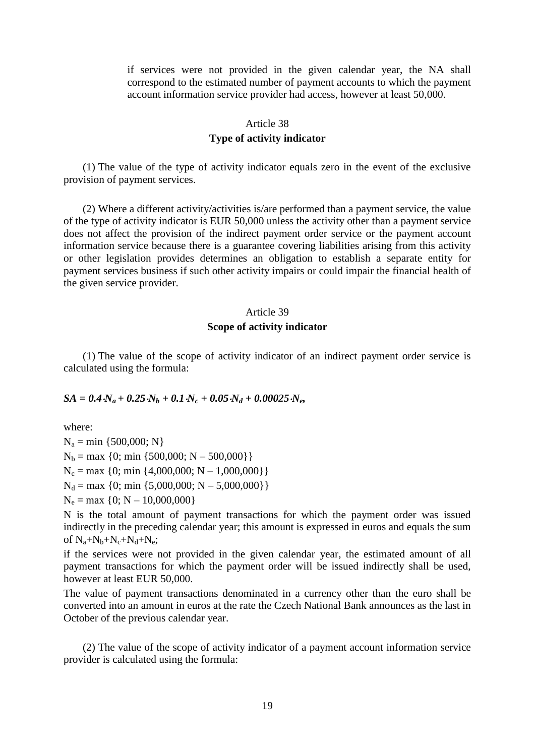if services were not provided in the given calendar year, the NA shall correspond to the estimated number of payment accounts to which the payment account information service provider had access, however at least 50,000.

## Article 38

### Type of activity indicator

(1) The value of the type of activity indicator equals zero in the event of the exclusive provision of payment services.

(2) Where a different activity/activities is/are performed than a payment service, the value of the type of activity indicator is EUR 50,000 unless the activity other than a payment service does not affect the provision of the indirect payment order service or the payment account information service because there is a guarantee covering liabilities arising from this activity or other legislation provides determines an obligation to establish a separate entity for payment services business if such other activity impairs or could impair the financial health of the given service provider.

## Article 39

### Scope of activity indicator

(1) The value of the scope of activity indicator of an indirect payment order service is calculated using the formula:

$$SA = 0.4 \cdot N_a + 0.25 \cdot N_b + 0.1 \cdot N_c + 0.05 \cdot N_d + 0.00025 \cdot N_e,$$

where:

$N_a = \min \{500{,}000; N\}$

$N_b = \max \{0; \min \{500{,}000; N - 500{,}000\}\}$

$N_c = \max \{0; \min \{4{,}000{,}000; N - 1{,}000{,}000\}\}$

$N_d = \max \{0; \min \{5{,}000{,}000; N - 5{,}000{,}000\}\}$

$N_e = \max \{0; N - 10{,}000{,}000\}$

N is the total amount of payment transactions for which the payment order was issued indirectly in the preceding calendar year; this amount is expressed in euros and equals the sum of $N_a+N_b+N_c+N_d+N_e$;

if the services were not provided in the given calendar year, the estimated amount of all payment transactions for which the payment order will be issued indirectly shall be used, however at least EUR 50,000.

The value of payment transactions denominated in a currency other than the euro shall be converted into an amount in euros at the rate the Czech National Bank announces as the last in October of the previous calendar year.

(2) The value of the scope of activity indicator of a payment account information service provider is calculated using the formula: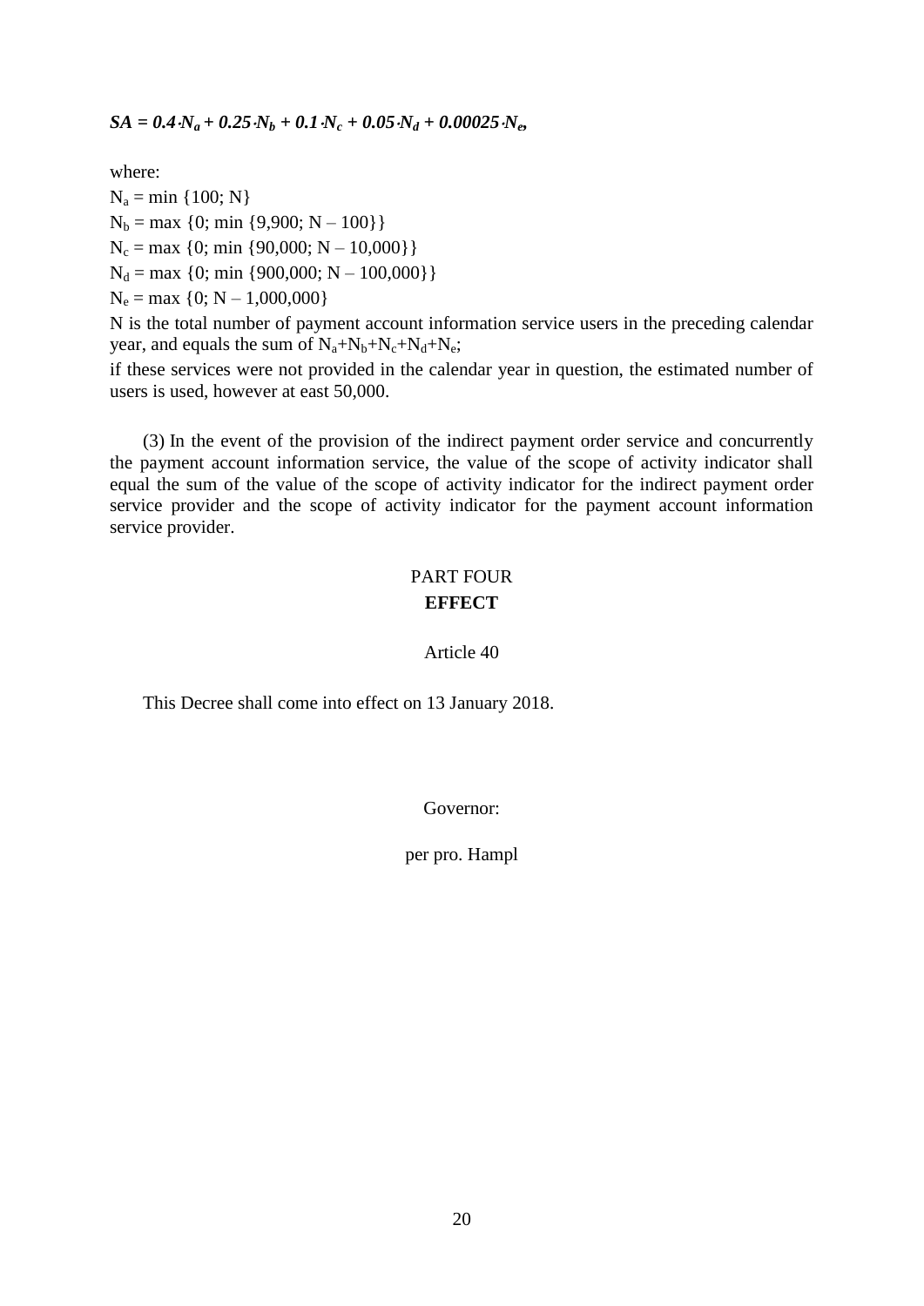$$SA = 0.4 \cdot N_a + 0.25 \cdot N_b + 0.1 \cdot N_c + 0.05 \cdot N_d + 0.00025 \cdot N_e,$$

where:

$N_a = \min \{100; N\}$

$N_b = \max \{0; \min \{9{,}900; N – 100\}\}$

$N_c = \max \{0; \min \{90{,}000; N – 10{,}000\}\}$

$N_d = \max \{0; \min \{900{,}000; N – 100{,}000\}\}$

$N_e = \max \{0; N – 1{,}000{,}000\}$

N is the total number of payment account information service users in the preceding calendar year, and equals the sum of $N_a+N_b+N_c+N_d+N_e$;

if these services were not provided in the calendar year in question, the estimated number of users is used, however at east 50,000.

(3) In the event of the provision of the indirect payment order service and concurrently the payment account information service, the value of the scope of activity indicator shall equal the sum of the value of the scope of activity indicator for the indirect payment order service provider and the scope of activity indicator for the payment account information service provider.

## PART FOUR
## EFFECT

### Article 40

This Decree shall come into effect on 13 January 2018.

Governor:

per pro. Hampl